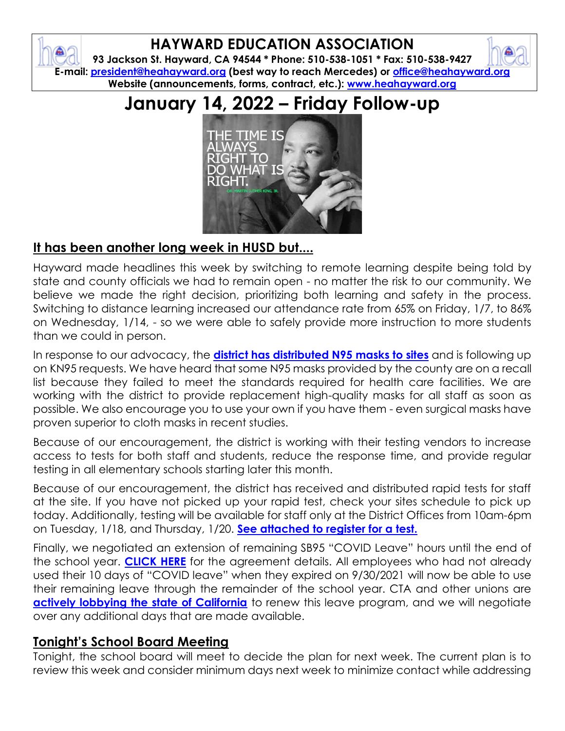# HAYWARD EDUCATION ASSOCIATION

**93 Jackson St. Hayward, CA 94544 * Phone: 510-538-1051 * Fax: 510-538-9427**
**E-mail: [president@heahayward.org](mailto:president@heahayward.org) (best way to reach Mercedes) or [office@heahayward.org](mailto:office@heahayward.org)**
**Website (announcements, forms, contract, etc.): [www.heahayward.org](http://www.heahayward.org)**

# January 14, 2022 – Friday Follow-up

## It has been another long week in HUSD but....

Hayward made headlines this week by switching to remote learning despite being told by state and county officials we had to remain open - no matter the risk to our community. We believe we made the right decision, prioritizing both learning and safety in the process. Switching to distance learning increased our attendance rate from 65% on Friday, 1/7, to 86% on Wednesday, 1/14, - so we were able to safely provide more instruction to more students than we could in person.

In response to our advocacy, the **district has distributed N95 masks to sites** and is following up on KN95 requests. We have heard that some N95 masks provided by the county are on a recall list because they failed to meet the standards required for health care facilities. We are working with the district to provide replacement high-quality masks for all staff as soon as possible. We also encourage you to use your own if you have them - even surgical masks have proven superior to cloth masks in recent studies.

Because of our encouragement, the district is working with their testing vendors to increase access to tests for both staff and students, reduce the response time, and provide regular testing in all elementary schools starting later this month.

Because of our encouragement, the district has received and distributed rapid tests for staff at the site. If you have not picked up your rapid test, check your sites schedule to pick up today. Additionally, testing will be available for staff only at the District Offices from 10am-6pm on Tuesday, 1/18, and Thursday, 1/20. **See attached to register for a test.**

Finally, we negotiated an extension of remaining SB95 "COVID Leave" hours until the end of the school year. **CLICK HERE** for the agreement details. All employees who had not already used their 10 days of "COVID leave" when they expired on 9/30/2021 will now be able to use their remaining leave through the remainder of the school year. CTA and other unions are **actively lobbying the state of California** to renew this leave program, and we will negotiate over any additional days that are made available.

## Tonight's School Board Meeting

Tonight, the school board will meet to decide the plan for next week. The current plan is to review this week and consider minimum days next week to minimize contact while addressing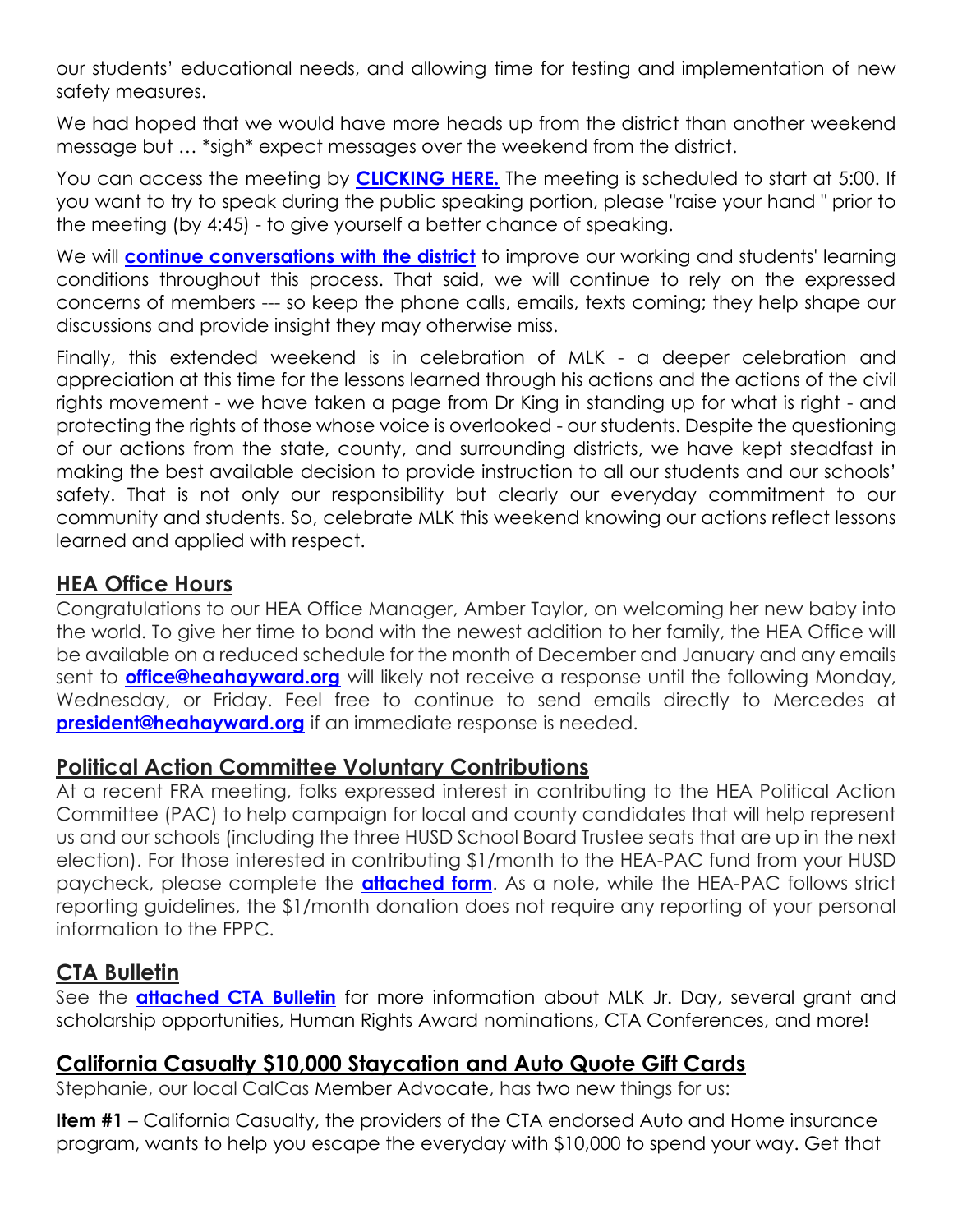our students' educational needs, and allowing time for testing and implementation of new safety measures.

We had hoped that we would have more heads up from the district than another weekend message but … *sigh* expect messages over the weekend from the district.

You can access the meeting by **CLICKING HERE.** The meeting is scheduled to start at 5:00. If you want to try to speak during the public speaking portion, please "raise your hand " prior to the meeting (by 4:45) - to give yourself a better chance of speaking.

We will **continue conversations with the district** to improve our working and students' learning conditions throughout this process. That said, we will continue to rely on the expressed concerns of members --- so keep the phone calls, emails, texts coming; they help shape our discussions and provide insight they may otherwise miss.

Finally, this extended weekend is in celebration of MLK - a deeper celebration and appreciation at this time for the lessons learned through his actions and the actions of the civil rights movement - we have taken a page from Dr King in standing up for what is right - and protecting the rights of those whose voice is overlooked - our students. Despite the questioning of our actions from the state, county, and surrounding districts, we have kept steadfast in making the best available decision to provide instruction to all our students and our schools' safety. That is not only our responsibility but clearly our everyday commitment to our community and students. So, celebrate MLK this weekend knowing our actions reflect lessons learned and applied with respect.

## HEA Office Hours

Congratulations to our HEA Office Manager, Amber Taylor, on welcoming her new baby into the world. To give her time to bond with the newest addition to her family, the HEA Office will be available on a reduced schedule for the month of December and January and any emails sent to **office@heahayward.org** will likely not receive a response until the following Monday, Wednesday, or Friday. Feel free to continue to send emails directly to Mercedes at **president@heahayward.org** if an immediate response is needed.

## Political Action Committee Voluntary Contributions

At a recent FRA meeting, folks expressed interest in contributing to the HEA Political Action Committee (PAC) to help campaign for local and county candidates that will help represent us and our schools (including the three HUSD School Board Trustee seats that are up in the next election). For those interested in contributing $1/month to the HEA-PAC fund from your HUSD paycheck, please complete the **attached form**. As a note, while the HEA-PAC follows strict reporting guidelines, the $1/month donation does not require any reporting of your personal information to the FPPC.

## CTA Bulletin

See the **attached CTA Bulletin** for more information about MLK Jr. Day, several grant and scholarship opportunities, Human Rights Award nominations, CTA Conferences, and more!

## California Casualty $10,000 Staycation and Auto Quote Gift Cards

Stephanie, our local CalCas Member Advocate, has two new things for us:

**Item #1** – California Casualty, the providers of the CTA endorsed Auto and Home insurance program, wants to help you escape the everyday with $10,000 to spend your way. Get that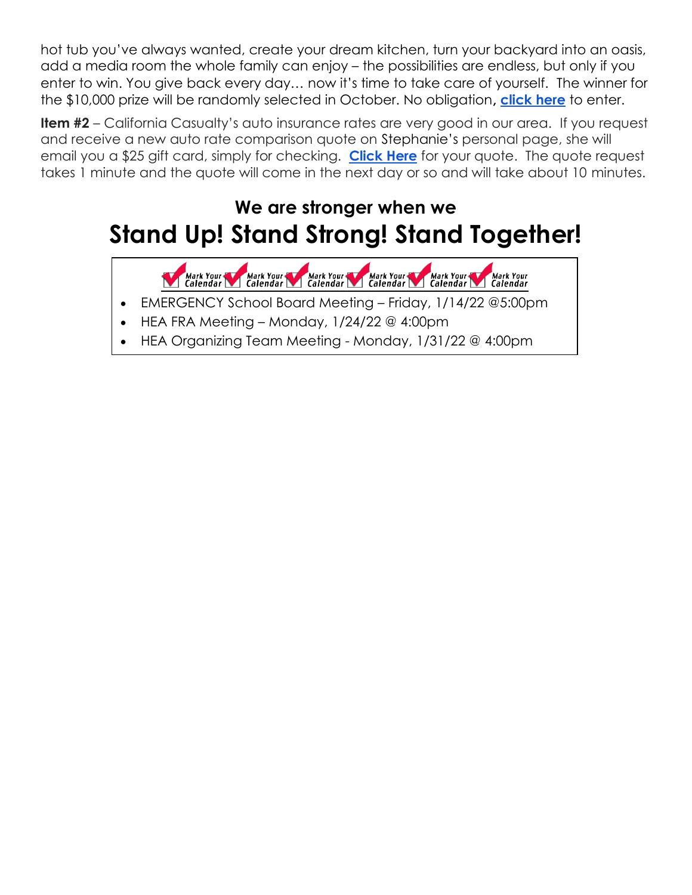hot tub you've always wanted, create your dream kitchen, turn your backyard into an oasis, add a media room the whole family can enjoy – the possibilities are endless, but only if you enter to win. You give back every day… now it's time to take care of yourself. The winner for the $10,000 prize will be randomly selected in October. No obligation**,** **click here** to enter.

**Item #2** – California Casualty's auto insurance rates are very good in our area. If you request and receive a new auto rate comparison quote on Stephanie's personal page, she will email you a $25 gift card, simply for checking. **Click Here** for your quote. The quote request takes 1 minute and the quote will come in the next day or so and will take about 10 minutes.

## We are stronger when we

# Stand Up! Stand Strong! Stand Together!

Mark Your Calendar

- EMERGENCY School Board Meeting – Friday, 1/14/22 @5:00pm
- HEA FRA Meeting – Monday, 1/24/22 @ 4:00pm
- HEA Organizing Team Meeting - Monday, 1/31/22 @ 4:00pm